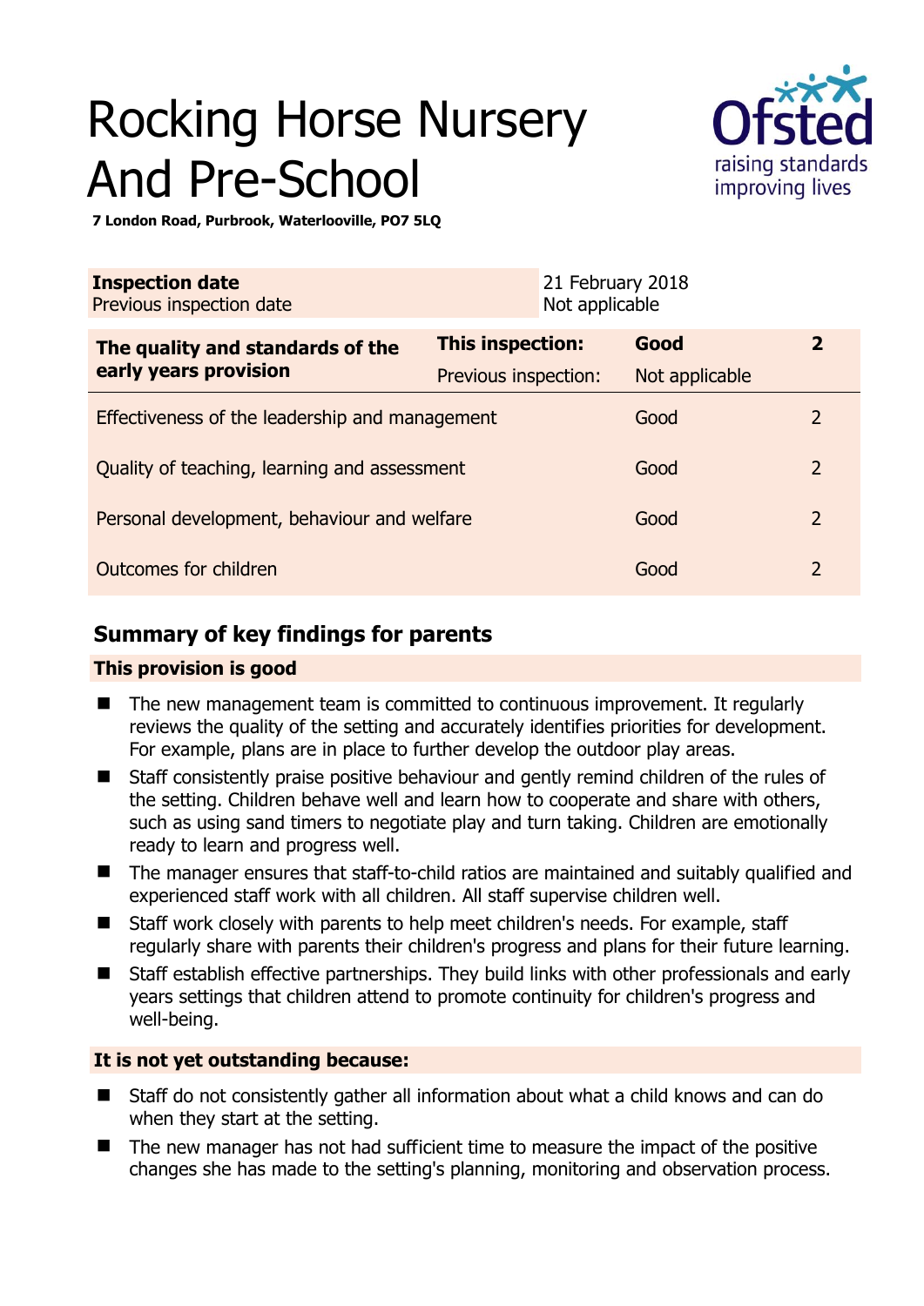# Rocking Horse Nursery And Pre-School

**7 London Road, Purbrook, Waterlooville, PO7 5LQ**

| **Inspection date** | 21 February 2018 |
|---|---|
| Previous inspection date | Not applicable |

| **The quality and standards of the early years provision** | **This inspection:** | **Good** | **2** |
|---|---|---|---|
| | Previous inspection: | Not applicable | |
| Effectiveness of the leadership and management | | Good | 2 |
| Quality of teaching, learning and assessment | | Good | 2 |
| Personal development, behaviour and welfare | | Good | 2 |
| Outcomes for children | | Good | 2 |

## Summary of key findings for parents

**This provision is good**

- The new management team is committed to continuous improvement. It regularly reviews the quality of the setting and accurately identifies priorities for development. For example, plans are in place to further develop the outdoor play areas.
- Staff consistently praise positive behaviour and gently remind children of the rules of the setting. Children behave well and learn how to cooperate and share with others, such as using sand timers to negotiate play and turn taking. Children are emotionally ready to learn and progress well.
- The manager ensures that staff-to-child ratios are maintained and suitably qualified and experienced staff work with all children. All staff supervise children well.
- Staff work closely with parents to help meet children's needs. For example, staff regularly share with parents their children's progress and plans for their future learning.
- Staff establish effective partnerships. They build links with other professionals and early years settings that children attend to promote continuity for children's progress and well-being.

**It is not yet outstanding because:**

- Staff do not consistently gather all information about what a child knows and can do when they start at the setting.
- The new manager has not had sufficient time to measure the impact of the positive changes she has made to the setting's planning, monitoring and observation process.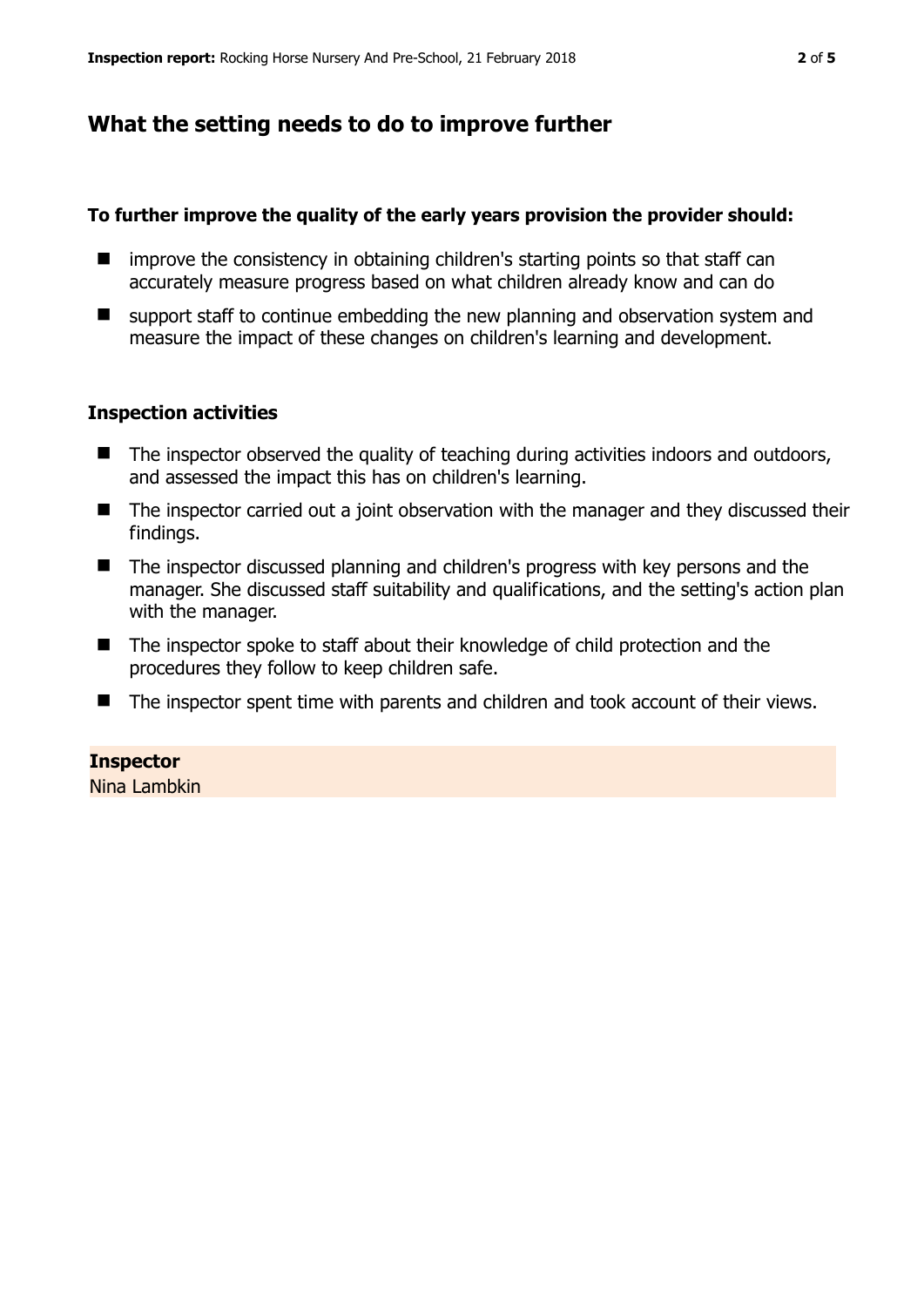## What the setting needs to do to improve further

**To further improve the quality of the early years provision the provider should:**

- improve the consistency in obtaining children's starting points so that staff can accurately measure progress based on what children already know and can do
- support staff to continue embedding the new planning and observation system and measure the impact of these changes on children's learning and development.

### Inspection activities

- The inspector observed the quality of teaching during activities indoors and outdoors, and assessed the impact this has on children's learning.
- The inspector carried out a joint observation with the manager and they discussed their findings.
- The inspector discussed planning and children's progress with key persons and the manager. She discussed staff suitability and qualifications, and the setting's action plan with the manager.
- The inspector spoke to staff about their knowledge of child protection and the procedures they follow to keep children safe.
- The inspector spent time with parents and children and took account of their views.

**Inspector**
Nina Lambkin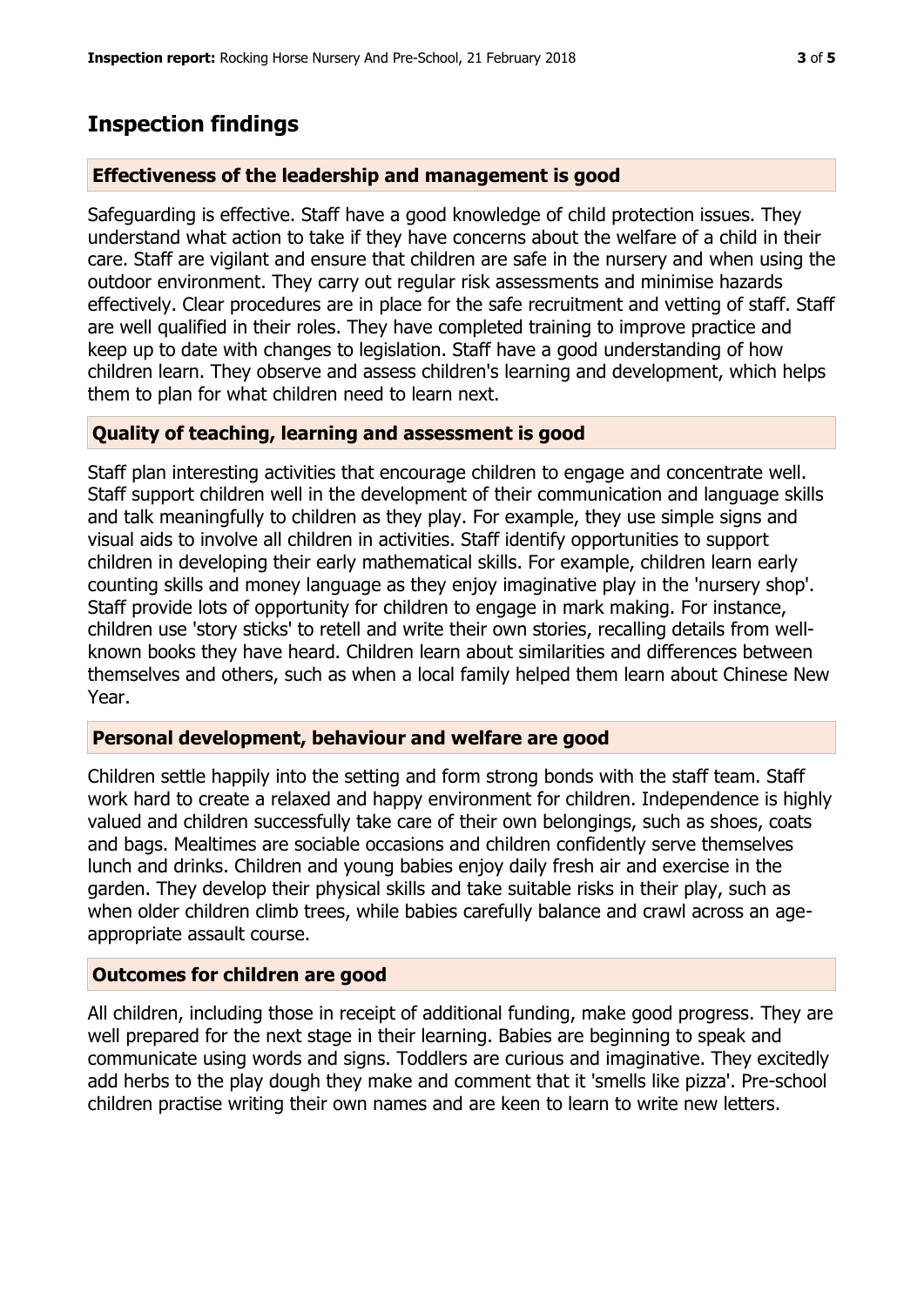## Inspection findings

### Effectiveness of the leadership and management is good

Safeguarding is effective. Staff have a good knowledge of child protection issues. They understand what action to take if they have concerns about the welfare of a child in their care. Staff are vigilant and ensure that children are safe in the nursery and when using the outdoor environment. They carry out regular risk assessments and minimise hazards effectively. Clear procedures are in place for the safe recruitment and vetting of staff. Staff are well qualified in their roles. They have completed training to improve practice and keep up to date with changes to legislation. Staff have a good understanding of how children learn. They observe and assess children's learning and development, which helps them to plan for what children need to learn next.

### Quality of teaching, learning and assessment is good

Staff plan interesting activities that encourage children to engage and concentrate well. Staff support children well in the development of their communication and language skills and talk meaningfully to children as they play. For example, they use simple signs and visual aids to involve all children in activities. Staff identify opportunities to support children in developing their early mathematical skills. For example, children learn early counting skills and money language as they enjoy imaginative play in the 'nursery shop'. Staff provide lots of opportunity for children to engage in mark making. For instance, children use 'story sticks' to retell and write their own stories, recalling details from well-known books they have heard. Children learn about similarities and differences between themselves and others, such as when a local family helped them learn about Chinese New Year.

### Personal development, behaviour and welfare are good

Children settle happily into the setting and form strong bonds with the staff team. Staff work hard to create a relaxed and happy environment for children. Independence is highly valued and children successfully take care of their own belongings, such as shoes, coats and bags. Mealtimes are sociable occasions and children confidently serve themselves lunch and drinks. Children and young babies enjoy daily fresh air and exercise in the garden. They develop their physical skills and take suitable risks in their play, such as when older children climb trees, while babies carefully balance and crawl across an age-appropriate assault course.

### Outcomes for children are good

All children, including those in receipt of additional funding, make good progress. They are well prepared for the next stage in their learning. Babies are beginning to speak and communicate using words and signs. Toddlers are curious and imaginative. They excitedly add herbs to the play dough they make and comment that it 'smells like pizza'. Pre-school children practise writing their own names and are keen to learn to write new letters.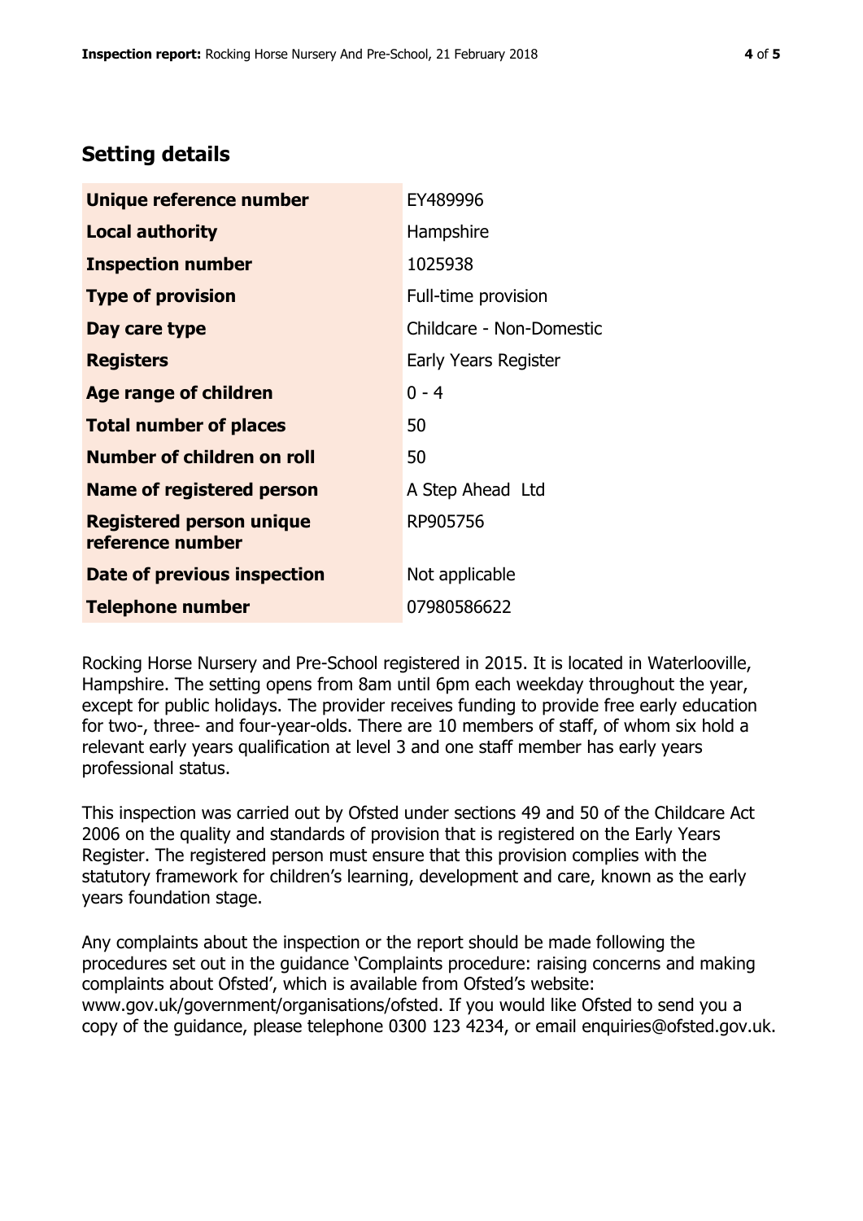## Setting details

| | |
|---|---|
| **Unique reference number** | EY489996 |
| **Local authority** | Hampshire |
| **Inspection number** | 1025938 |
| **Type of provision** | Full-time provision |
| **Day care type** | Childcare - Non-Domestic |
| **Registers** | Early Years Register |
| **Age range of children** | 0 - 4 |
| **Total number of places** | 50 |
| **Number of children on roll** | 50 |
| **Name of registered person** | A Step Ahead Ltd |
| **Registered person unique reference number** | RP905756 |
| **Date of previous inspection** | Not applicable |
| **Telephone number** | 07980586622 |

Rocking Horse Nursery and Pre-School registered in 2015. It is located in Waterlooville, Hampshire. The setting opens from 8am until 6pm each weekday throughout the year, except for public holidays. The provider receives funding to provide free early education for two-, three- and four-year-olds. There are 10 members of staff, of whom six hold a relevant early years qualification at level 3 and one staff member has early years professional status.

This inspection was carried out by Ofsted under sections 49 and 50 of the Childcare Act 2006 on the quality and standards of provision that is registered on the Early Years Register. The registered person must ensure that this provision complies with the statutory framework for children's learning, development and care, known as the early years foundation stage.

Any complaints about the inspection or the report should be made following the procedures set out in the guidance 'Complaints procedure: raising concerns and making complaints about Ofsted', which is available from Ofsted's website: www.gov.uk/government/organisations/ofsted. If you would like Ofsted to send you a copy of the guidance, please telephone 0300 123 4234, or email enquiries@ofsted.gov.uk.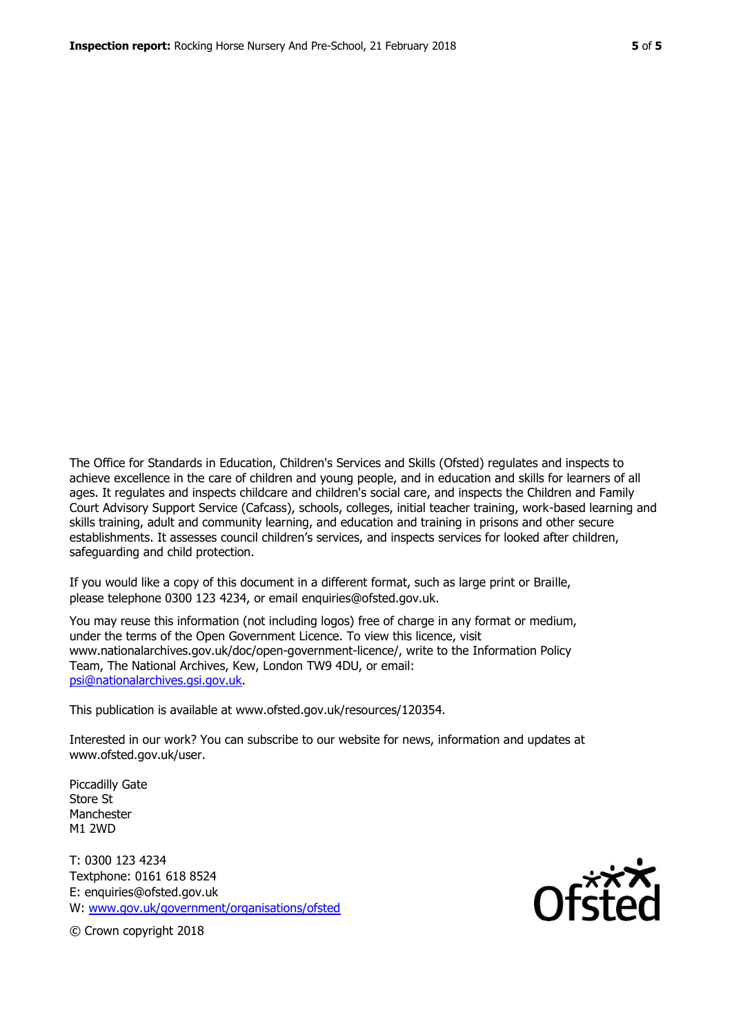The Office for Standards in Education, Children's Services and Skills (Ofsted) regulates and inspects to achieve excellence in the care of children and young people, and in education and skills for learners of all ages. It regulates and inspects childcare and children's social care, and inspects the Children and Family Court Advisory Support Service (Cafcass), schools, colleges, initial teacher training, work-based learning and skills training, adult and community learning, and education and training in prisons and other secure establishments. It assesses council children's services, and inspects services for looked after children, safeguarding and child protection.

If you would like a copy of this document in a different format, such as large print or Braille, please telephone 0300 123 4234, or email enquiries@ofsted.gov.uk.

You may reuse this information (not including logos) free of charge in any format or medium, under the terms of the Open Government Licence. To view this licence, visit www.nationalarchives.gov.uk/doc/open-government-licence/, write to the Information Policy Team, The National Archives, Kew, London TW9 4DU, or email: psi@nationalarchives.gsi.gov.uk.

This publication is available at www.ofsted.gov.uk/resources/120354.

Interested in our work? You can subscribe to our website for news, information and updates at www.ofsted.gov.uk/user.

Piccadilly Gate
Store St
Manchester
M1 2WD

T: 0300 123 4234
Textphone: 0161 618 8524
E: enquiries@ofsted.gov.uk
W: www.gov.uk/government/organisations/ofsted

© Crown copyright 2018